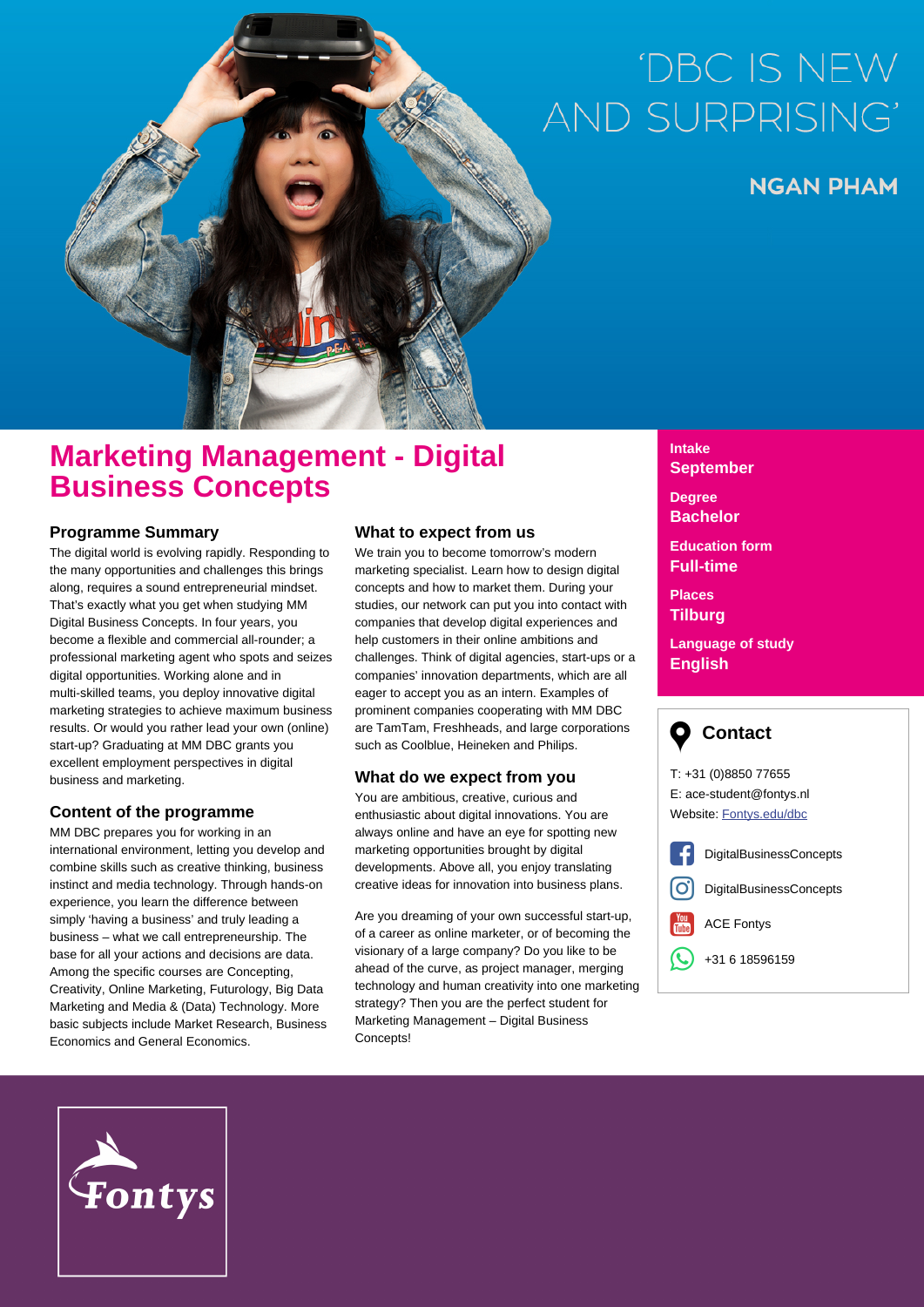# 'DBC IS NEW AND SURPRISING'

**NGAN PHAM**

# Marketing Management - Digital Business Concepts

## Programme Summary

The digital world is evolving rapidly. Responding to the many opportunities and challenges this brings along, requires a sound entrepreneurial mindset. That's exactly what you get when studying MM Digital Business Concepts. In four years, you become a flexible and commercial all-rounder; a professional marketing agent who spots and seizes digital opportunities. Working alone and in multi-skilled teams, you deploy innovative digital marketing strategies to achieve maximum business results. Or would you rather lead your own (online) start-up? Graduating at MM DBC grants you excellent employment perspectives in digital business and marketing.

## Content of the programme

MM DBC prepares you for working in an international environment, letting you develop and combine skills such as creative thinking, business instinct and media technology. Through hands-on experience, you learn the difference between simply 'having a business' and truly leading a business – what we call entrepreneurship. The base for all your actions and decisions are data. Among the specific courses are Concepting, Creativity, Online Marketing, Futurology, Big Data Marketing and Media & (Data) Technology. More basic subjects include Market Research, Business Economics and General Economics.

## What to expect from us

We train you to become tomorrow's modern marketing specialist. Learn how to design digital concepts and how to market them. During your studies, our network can put you into contact with companies that develop digital experiences and help customers in their online ambitions and challenges. Think of digital agencies, start-ups or a companies' innovation departments, which are all eager to accept you as an intern. Examples of prominent companies cooperating with MM DBC are TamTam, Freshheads, and large corporations such as Coolblue, Heineken and Philips.

## What do we expect from you

You are ambitious, creative, curious and enthusiastic about digital innovations. You are always online and have an eye for spotting new marketing opportunities brought by digital developments. Above all, you enjoy translating creative ideas for innovation into business plans.

Are you dreaming of your own successful start-up, of a career as online marketer, or of becoming the visionary of a large company? Do you like to be ahead of the curve, as project manager, merging technology and human creativity into one marketing strategy? Then you are the perfect student for Marketing Management – Digital Business Concepts!

**Intake**
**September**

**Degree**
**Bachelor**

**Education form**
**Full-time**

**Places**
**Tilburg**

**Language of study**
**English**

## Contact

T: +31 (0)8850 77655
E: ace-student@fontys.nl
Website: Fontys.edu/dbc

DigitalBusinessConcepts

DigitalBusinessConcepts

ACE Fontys

+31 6 18596159

Fontys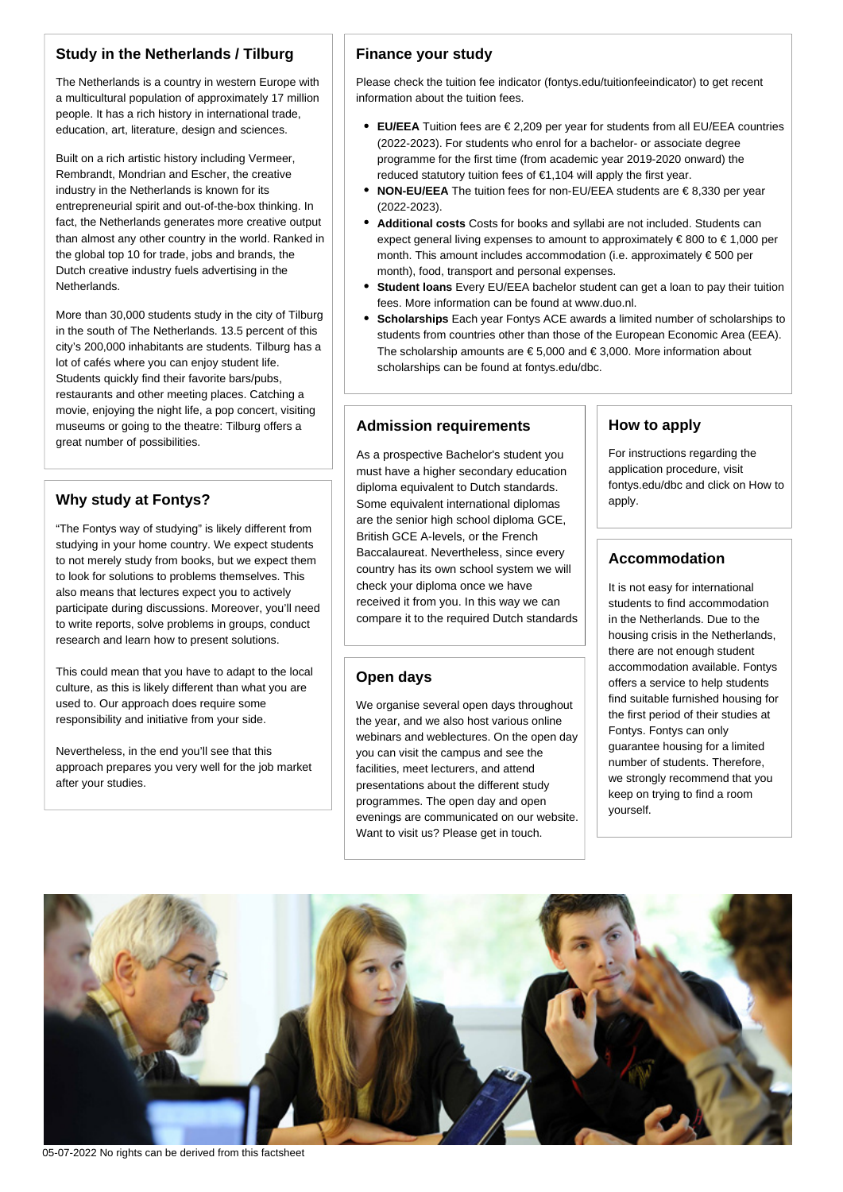## Study in the Netherlands / Tilburg

The Netherlands is a country in western Europe with a multicultural population of approximately 17 million people. It has a rich history in international trade, education, art, literature, design and sciences.

Built on a rich artistic history including Vermeer, Rembrandt, Mondrian and Escher, the creative industry in the Netherlands is known for its entrepreneurial spirit and out-of-the-box thinking. In fact, the Netherlands generates more creative output than almost any other country in the world. Ranked in the global top 10 for trade, jobs and brands, the Dutch creative industry fuels advertising in the Netherlands.

More than 30,000 students study in the city of Tilburg in the south of The Netherlands. 13.5 percent of this city's 200,000 inhabitants are students. Tilburg has a lot of cafés where you can enjoy student life. Students quickly find their favorite bars/pubs, restaurants and other meeting places. Catching a movie, enjoying the night life, a pop concert, visiting museums or going to the theatre: Tilburg offers a great number of possibilities.

## Why study at Fontys?

"The Fontys way of studying" is likely different from studying in your home country. We expect students to not merely study from books, but we expect them to look for solutions to problems themselves. This also means that lectures expect you to actively participate during discussions. Moreover, you'll need to write reports, solve problems in groups, conduct research and learn how to present solutions.

This could mean that you have to adapt to the local culture, as this is likely different than what you are used to. Our approach does require some responsibility and initiative from your side.

Nevertheless, in the end you'll see that this approach prepares you very well for the job market after your studies.

## Finance your study

Please check the tuition fee indicator (fontys.edu/tuitionfeeindicator) to get recent information about the tuition fees.

- **EU/EEA** Tuition fees are € 2,209 per year for students from all EU/EEA countries (2022-2023). For students who enrol for a bachelor- or associate degree programme for the first time (from academic year 2019-2020 onward) the reduced statutory tuition fees of €1,104 will apply the first year.
- **NON-EU/EEA** The tuition fees for non-EU/EEA students are € 8,330 per year (2022-2023).
- **Additional costs** Costs for books and syllabi are not included. Students can expect general living expenses to amount to approximately € 800 to € 1,000 per month. This amount includes accommodation (i.e. approximately € 500 per month), food, transport and personal expenses.
- **Student loans** Every EU/EEA bachelor student can get a loan to pay their tuition fees. More information can be found at www.duo.nl.
- **Scholarships** Each year Fontys ACE awards a limited number of scholarships to students from countries other than those of the European Economic Area (EEA). The scholarship amounts are € 5,000 and € 3,000. More information about scholarships can be found at fontys.edu/dbc.

## Admission requirements

As a prospective Bachelor's student you must have a higher secondary education diploma equivalent to Dutch standards. Some equivalent international diplomas are the senior high school diploma GCE, British GCE A-levels, or the French Baccalaureat. Nevertheless, since every country has its own school system we will check your diploma once we have received it from you. In this way we can compare it to the required Dutch standards

## Open days

We organise several open days throughout the year, and we also host various online webinars and weblectures. On the open day you can visit the campus and see the facilities, meet lecturers, and attend presentations about the different study programmes. The open day and open evenings are communicated on our website. Want to visit us? Please get in touch.

## How to apply

For instructions regarding the application procedure, visit fontys.edu/dbc and click on How to apply.

## Accommodation

It is not easy for international students to find accommodation in the Netherlands. Due to the housing crisis in the Netherlands, there are not enough student accommodation available. Fontys offers a service to help students find suitable furnished housing for the first period of their studies at Fontys. Fontys can only guarantee housing for a limited number of students. Therefore, we strongly recommend that you keep on trying to find a room yourself.

05-07-2022 No rights can be derived from this factsheet